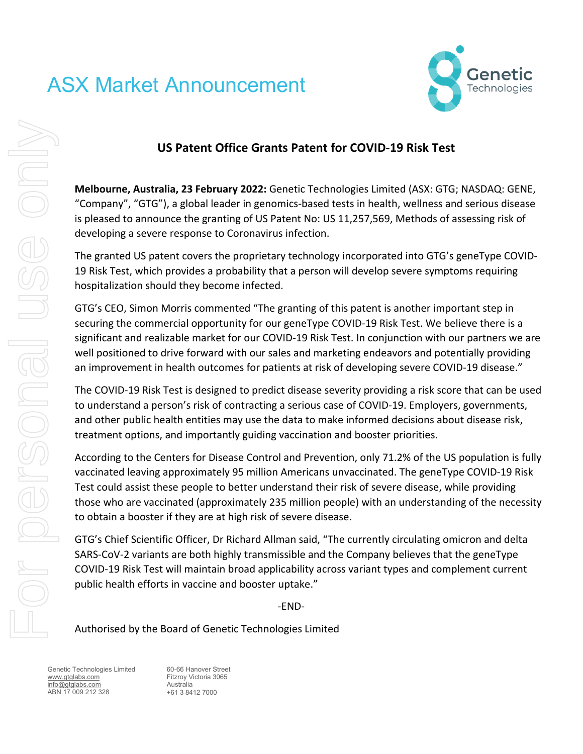# ASX Market Announcement

## US Patent Office Grants Patent for COVID-19 Risk Test

**Melbourne, Australia, 23 February 2022:** Genetic Technologies Limited (ASX: GTG; NASDAQ: GENE, "Company", "GTG"), a global leader in genomics-based tests in health, wellness and serious disease is pleased to announce the granting of US Patent No: US 11,257,569, Methods of assessing risk of developing a severe response to Coronavirus infection.

The granted US patent covers the proprietary technology incorporated into GTG's geneType COVID-19 Risk Test, which provides a probability that a person will develop severe symptoms requiring hospitalization should they become infected.

GTG's CEO, Simon Morris commented "The granting of this patent is another important step in securing the commercial opportunity for our geneType COVID-19 Risk Test. We believe there is a significant and realizable market for our COVID-19 Risk Test. In conjunction with our partners we are well positioned to drive forward with our sales and marketing endeavors and potentially providing an improvement in health outcomes for patients at risk of developing severe COVID-19 disease."

The COVID-19 Risk Test is designed to predict disease severity providing a risk score that can be used to understand a person's risk of contracting a serious case of COVID-19. Employers, governments, and other public health entities may use the data to make informed decisions about disease risk, treatment options, and importantly guiding vaccination and booster priorities.

According to the Centers for Disease Control and Prevention, only 71.2% of the US population is fully vaccinated leaving approximately 95 million Americans unvaccinated. The geneType COVID-19 Risk Test could assist these people to better understand their risk of severe disease, while providing those who are vaccinated (approximately 235 million people) with an understanding of the necessity to obtain a booster if they are at high risk of severe disease.

GTG's Chief Scientific Officer, Dr Richard Allman said, "The currently circulating omicron and delta SARS-CoV-2 variants are both highly transmissible and the Company believes that the geneType COVID-19 Risk Test will maintain broad applicability across variant types and complement current public health efforts in vaccine and booster uptake."

-END-

Authorised by the Board of Genetic Technologies Limited

Genetic Technologies Limited
www.gtglabs.com
info@gtglabs.com
ABN 17 009 212 328

60-66 Hanover Street
Fitzroy Victoria 3065
Australia
+61 3 8412 7000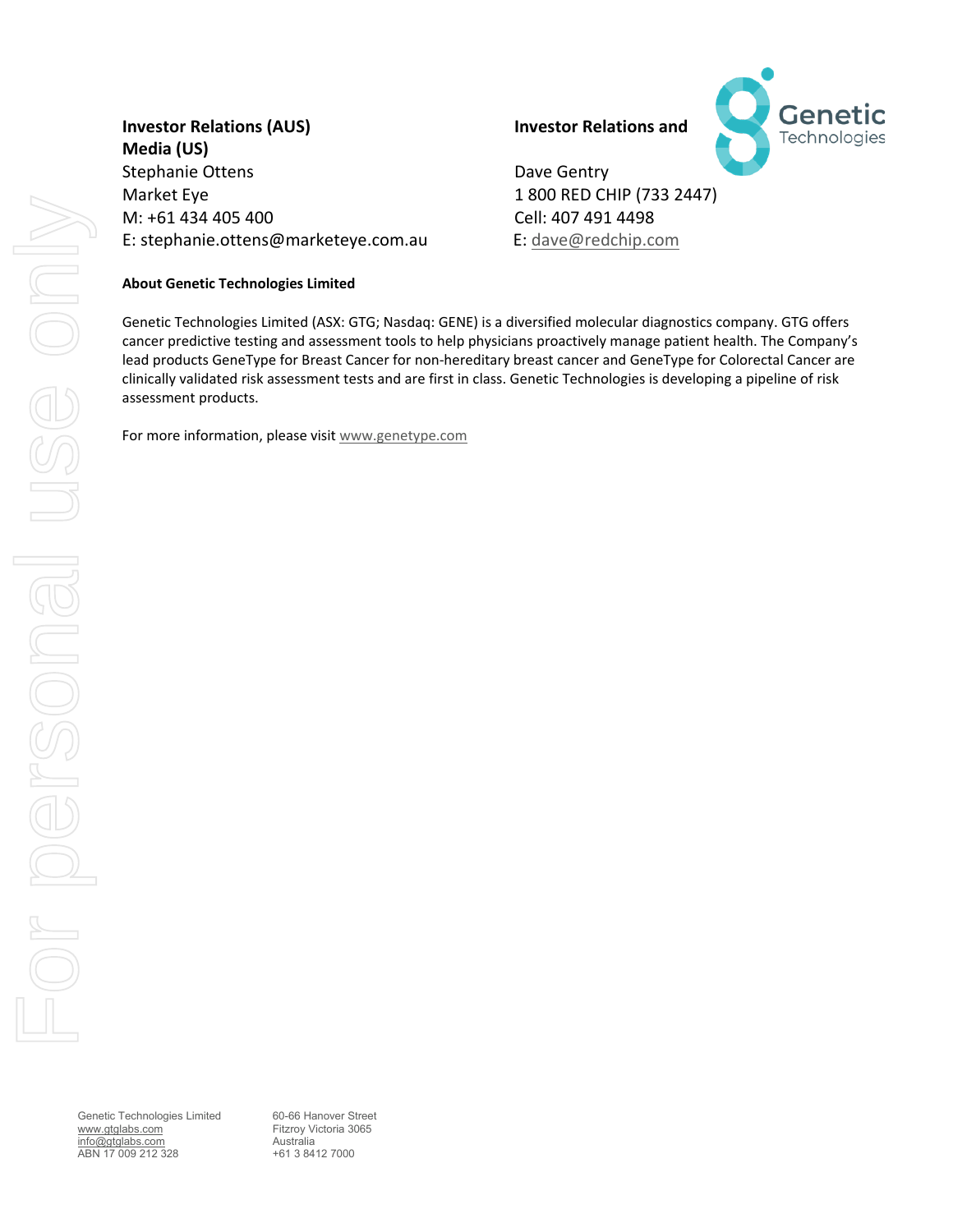**Investor Relations (AUS)**
**Media (US)**
Stephanie Ottens
Market Eye
M: +61 434 405 400
E: stephanie.ottens@marketeye.com.au

**Investor Relations and**

Dave Gentry
1 800 RED CHIP (733 2447)
Cell: 407 491 4498
E: dave@redchip.com

**About Genetic Technologies Limited**

Genetic Technologies Limited (ASX: GTG; Nasdaq: GENE) is a diversified molecular diagnostics company. GTG offers cancer predictive testing and assessment tools to help physicians proactively manage patient health. The Company's lead products GeneType for Breast Cancer for non-hereditary breast cancer and GeneType for Colorectal Cancer are clinically validated risk assessment tests and are first in class. Genetic Technologies is developing a pipeline of risk assessment products.

For more information, please visit www.genetype.com

Genetic Technologies Limited
www.gtglabs.com
info@gtglabs.com
ABN 17 009 212 328

60-66 Hanover Street
Fitzroy Victoria 3065
Australia
+61 3 8412 7000